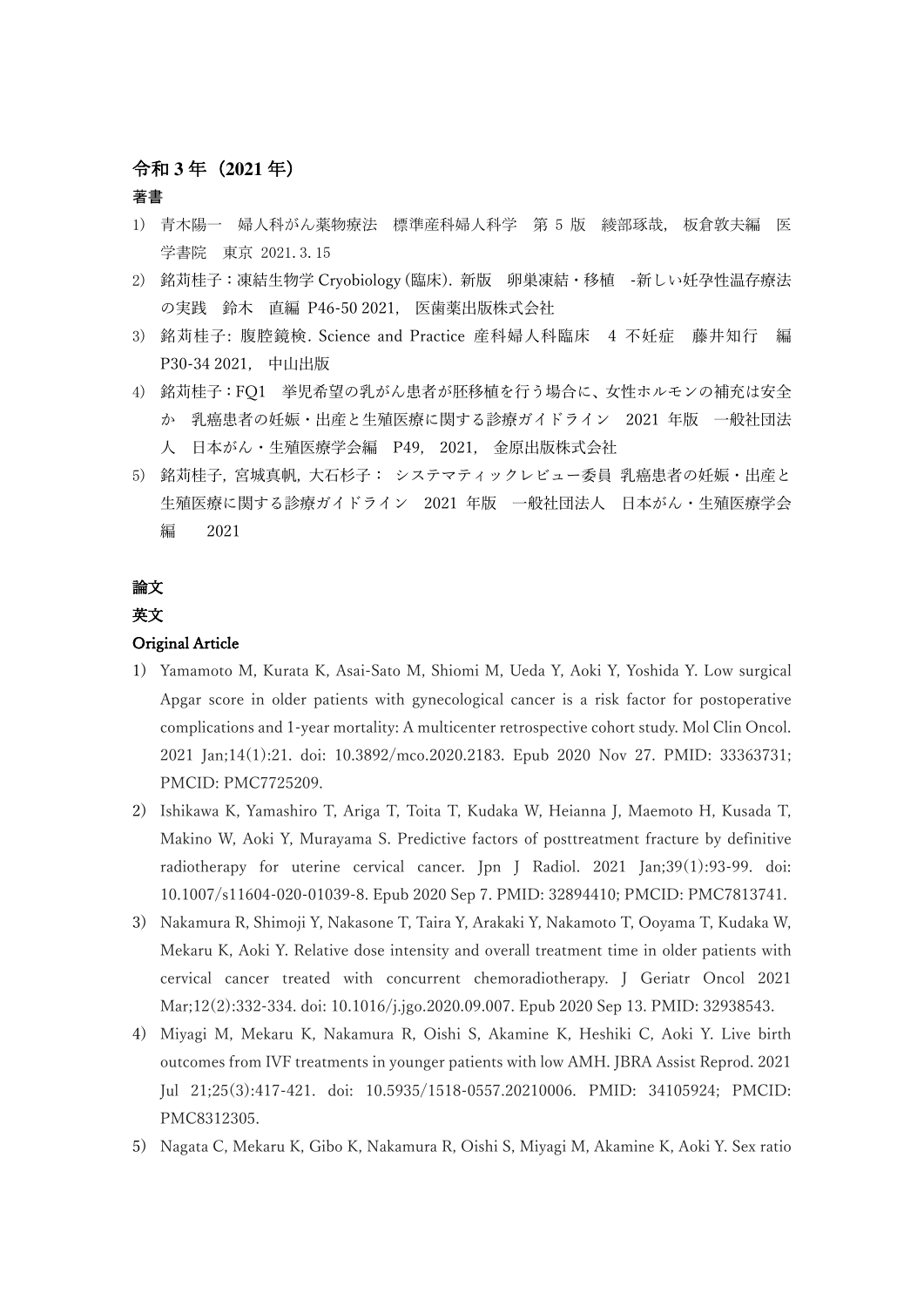## 令和 3 年（2021 年）

### 著書

1) 青木陽一　婦人科がん薬物療法　標準産科婦人科学　第 5 版　綾部琢哉，板倉敦夫編　医学書院　東京 2021. 3. 15
2) 銘苅桂子：凍結生物学 Cryobiology (臨床)．新版　卵巣凍結・移植　-新しい妊孕性温存療法の実践　鈴木　直編 P46-50 2021，医歯薬出版株式会社
3) 銘苅桂子: 腹腔鏡検．Science and Practice 産科婦人科臨床　4 不妊症　藤井知行　編 P30-34 2021，中山出版
4) 銘苅桂子：FQ1　挙児希望の乳がん患者が胚移植を行う場合に、女性ホルモンの補充は安全か　乳癌患者の妊娠・出産と生殖医療に関する診療ガイドライン　2021 年版　一般社団法人　日本がん・生殖医療学会編　P49，2021，金原出版株式会社
5) 銘苅桂子，宮城真帆，大石杉子：システマティックレビュー委員 乳癌患者の妊娠・出産と生殖医療に関する診療ガイドライン　2021 年版　一般社団法人　日本がん・生殖医療学会編　2021

### 論文

### 英文

### Original Article

1) Yamamoto M, Kurata K, Asai-Sato M, Shiomi M, Ueda Y, Aoki Y, Yoshida Y. Low surgical Apgar score in older patients with gynecological cancer is a risk factor for postoperative complications and 1-year mortality: A multicenter retrospective cohort study. Mol Clin Oncol. 2021 Jan;14(1):21. doi: 10.3892/mco.2020.2183. Epub 2020 Nov 27. PMID: 33363731; PMCID: PMC7725209.
2) Ishikawa K, Yamashiro T, Ariga T, Toita T, Kudaka W, Heianna J, Maemoto H, Kusada T, Makino W, Aoki Y, Murayama S. Predictive factors of posttreatment fracture by definitive radiotherapy for uterine cervical cancer. Jpn J Radiol. 2021 Jan;39(1):93-99. doi: 10.1007/s11604-020-01039-8. Epub 2020 Sep 7. PMID: 32894410; PMCID: PMC7813741.
3) Nakamura R, Shimoji Y, Nakasone T, Taira Y, Arakaki Y, Nakamoto T, Ooyama T, Kudaka W, Mekaru K, Aoki Y. Relative dose intensity and overall treatment time in older patients with cervical cancer treated with concurrent chemoradiotherapy. J Geriatr Oncol 2021 Mar;12(2):332-334. doi: 10.1016/j.jgo.2020.09.007. Epub 2020 Sep 13. PMID: 32938543.
4) Miyagi M, Mekaru K, Nakamura R, Oishi S, Akamine K, Heshiki C, Aoki Y. Live birth outcomes from IVF treatments in younger patients with low AMH. JBRA Assist Reprod. 2021 Jul 21;25(3):417-421. doi: 10.5935/1518-0557.20210006. PMID: 34105924; PMCID: PMC8312305.
5) Nagata C, Mekaru K, Gibo K, Nakamura R, Oishi S, Miyagi M, Akamine K, Aoki Y. Sex ratio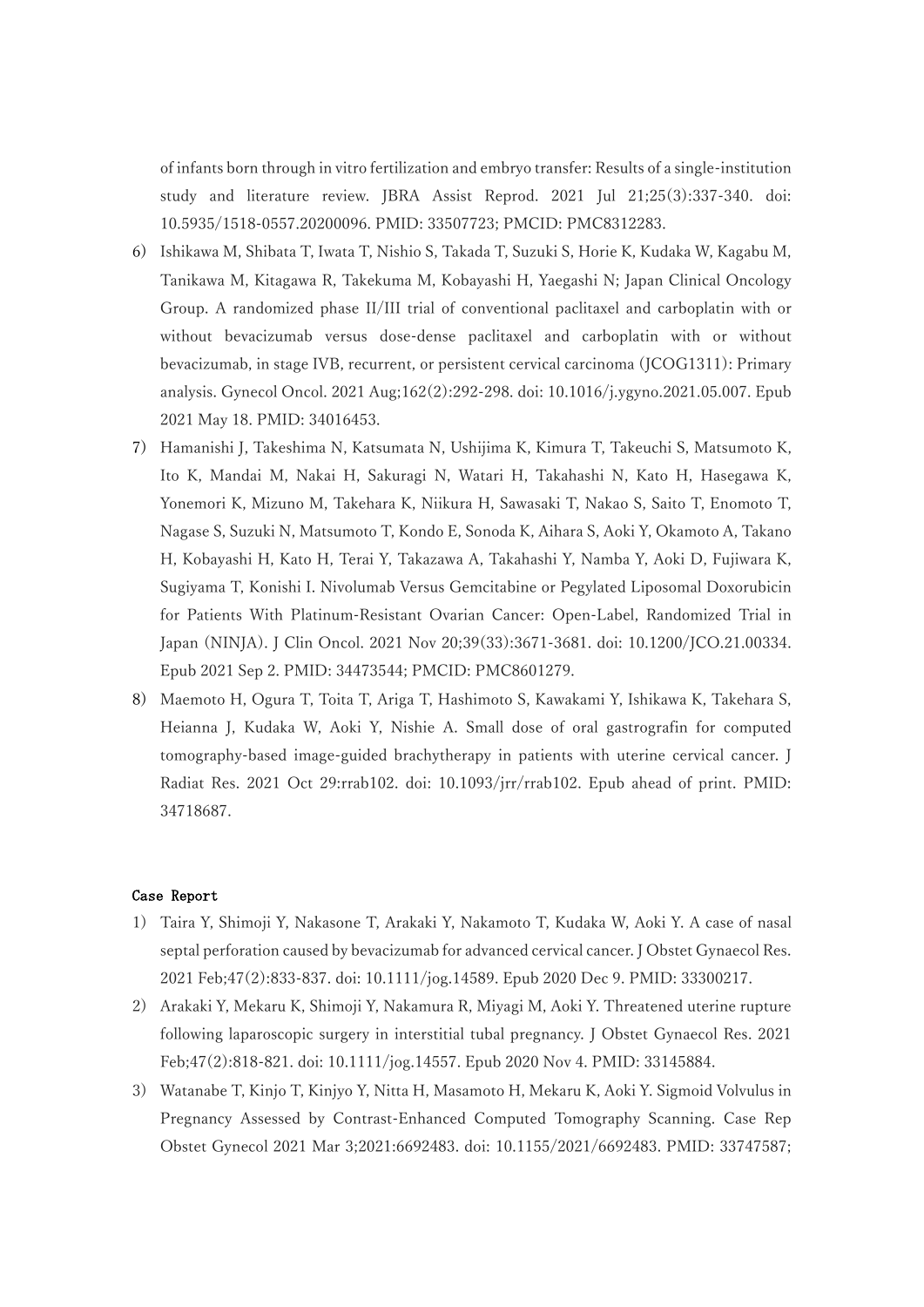of infants born through in vitro fertilization and embryo transfer: Results of a single-institution study and literature review. JBRA Assist Reprod. 2021 Jul 21;25(3):337-340. doi: 10.5935/1518-0557.20200096. PMID: 33507723; PMCID: PMC8312283.

6) Ishikawa M, Shibata T, Iwata T, Nishio S, Takada T, Suzuki S, Horie K, Kudaka W, Kagabu M, Tanikawa M, Kitagawa R, Takekuma M, Kobayashi H, Yaegashi N; Japan Clinical Oncology Group. A randomized phase II/III trial of conventional paclitaxel and carboplatin with or without bevacizumab versus dose-dense paclitaxel and carboplatin with or without bevacizumab, in stage IVB, recurrent, or persistent cervical carcinoma (JCOG1311): Primary analysis. Gynecol Oncol. 2021 Aug;162(2):292-298. doi: 10.1016/j.ygyno.2021.05.007. Epub 2021 May 18. PMID: 34016453.
7) Hamanishi J, Takeshima N, Katsumata N, Ushijima K, Kimura T, Takeuchi S, Matsumoto K, Ito K, Mandai M, Nakai H, Sakuragi N, Watari H, Takahashi N, Kato H, Hasegawa K, Yonemori K, Mizuno M, Takehara K, Niikura H, Sawasaki T, Nakao S, Saito T, Enomoto T, Nagase S, Suzuki N, Matsumoto T, Kondo E, Sonoda K, Aihara S, Aoki Y, Okamoto A, Takano H, Kobayashi H, Kato H, Terai Y, Takazawa A, Takahashi Y, Namba Y, Aoki D, Fujiwara K, Sugiyama T, Konishi I. Nivolumab Versus Gemcitabine or Pegylated Liposomal Doxorubicin for Patients With Platinum-Resistant Ovarian Cancer: Open-Label, Randomized Trial in Japan (NINJA). J Clin Oncol. 2021 Nov 20;39(33):3671-3681. doi: 10.1200/JCO.21.00334. Epub 2021 Sep 2. PMID: 34473544; PMCID: PMC8601279.
8) Maemoto H, Ogura T, Toita T, Ariga T, Hashimoto S, Kawakami Y, Ishikawa K, Takehara S, Heianna J, Kudaka W, Aoki Y, Nishie A. Small dose of oral gastrografin for computed tomography-based image-guided brachytherapy in patients with uterine cervical cancer. J Radiat Res. 2021 Oct 29:rrab102. doi: 10.1093/jrr/rrab102. Epub ahead of print. PMID: 34718687.

## Case Report

1) Taira Y, Shimoji Y, Nakasone T, Arakaki Y, Nakamoto T, Kudaka W, Aoki Y. A case of nasal septal perforation caused by bevacizumab for advanced cervical cancer. J Obstet Gynaecol Res. 2021 Feb;47(2):833-837. doi: 10.1111/jog.14589. Epub 2020 Dec 9. PMID: 33300217.
2) Arakaki Y, Mekaru K, Shimoji Y, Nakamura R, Miyagi M, Aoki Y. Threatened uterine rupture following laparoscopic surgery in interstitial tubal pregnancy. J Obstet Gynaecol Res. 2021 Feb;47(2):818-821. doi: 10.1111/jog.14557. Epub 2020 Nov 4. PMID: 33145884.
3) Watanabe T, Kinjo T, Kinjyo Y, Nitta H, Masamoto H, Mekaru K, Aoki Y. Sigmoid Volvulus in Pregnancy Assessed by Contrast-Enhanced Computed Tomography Scanning. Case Rep Obstet Gynecol 2021 Mar 3;2021:6692483. doi: 10.1155/2021/6692483. PMID: 33747587;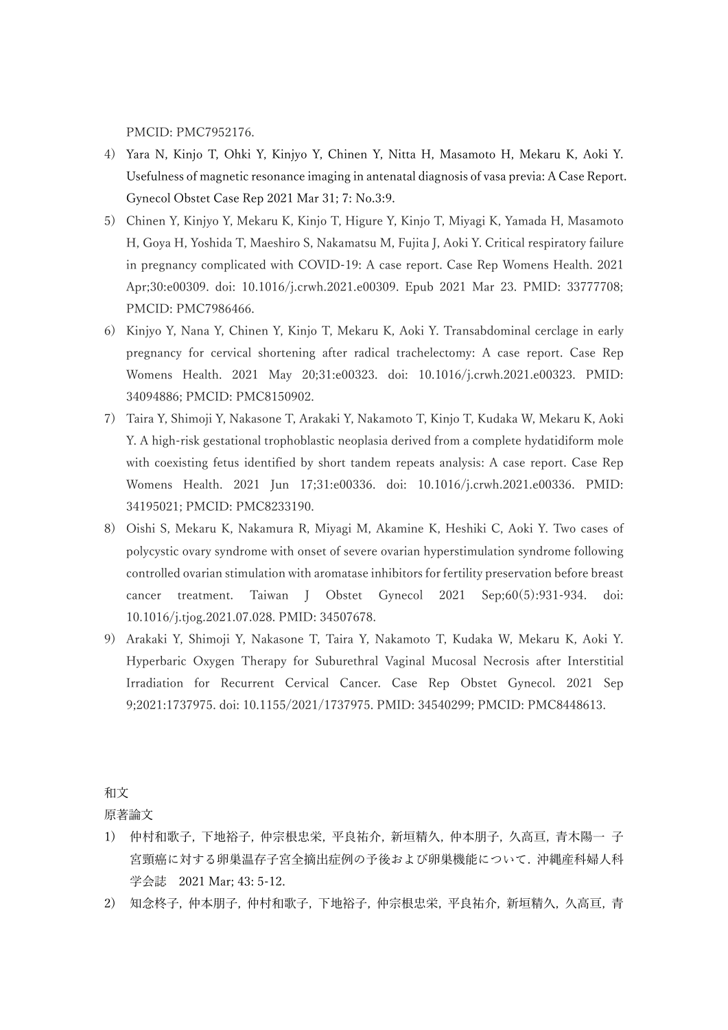PMCID: PMC7952176.

4) Yara N, Kinjo T, Ohki Y, Kinjyo Y, Chinen Y, Nitta H, Masamoto H, Mekaru K, Aoki Y. Usefulness of magnetic resonance imaging in antenatal diagnosis of vasa previa: A Case Report. Gynecol Obstet Case Rep 2021 Mar 31; 7: No.3:9.
5) Chinen Y, Kinjyo Y, Mekaru K, Kinjo T, Higure Y, Kinjo T, Miyagi K, Yamada H, Masamoto H, Goya H, Yoshida T, Maeshiro S, Nakamatsu M, Fujita J, Aoki Y. Critical respiratory failure in pregnancy complicated with COVID-19: A case report. Case Rep Womens Health. 2021 Apr;30:e00309. doi: 10.1016/j.crwh.2021.e00309. Epub 2021 Mar 23. PMID: 33777708; PMCID: PMC7986466.
6) Kinjyo Y, Nana Y, Chinen Y, Kinjo T, Mekaru K, Aoki Y. Transabdominal cerclage in early pregnancy for cervical shortening after radical trachelectomy: A case report. Case Rep Womens Health. 2021 May 20;31:e00323. doi: 10.1016/j.crwh.2021.e00323. PMID: 34094886; PMCID: PMC8150902.
7) Taira Y, Shimoji Y, Nakasone T, Arakaki Y, Nakamoto T, Kinjo T, Kudaka W, Mekaru K, Aoki Y. A high-risk gestational trophoblastic neoplasia derived from a complete hydatidiform mole with coexisting fetus identified by short tandem repeats analysis: A case report. Case Rep Womens Health. 2021 Jun 17;31:e00336. doi: 10.1016/j.crwh.2021.e00336. PMID: 34195021; PMCID: PMC8233190.
8) Oishi S, Mekaru K, Nakamura R, Miyagi M, Akamine K, Heshiki C, Aoki Y. Two cases of polycystic ovary syndrome with onset of severe ovarian hyperstimulation syndrome following controlled ovarian stimulation with aromatase inhibitors for fertility preservation before breast cancer treatment. Taiwan J Obstet Gynecol 2021 Sep;60(5):931-934. doi: 10.1016/j.tjog.2021.07.028. PMID: 34507678.
9) Arakaki Y, Shimoji Y, Nakasone T, Taira Y, Nakamoto T, Kudaka W, Mekaru K, Aoki Y. Hyperbaric Oxygen Therapy for Suburethral Vaginal Mucosal Necrosis after Interstitial Irradiation for Recurrent Cervical Cancer. Case Rep Obstet Gynecol. 2021 Sep 9;2021:1737975. doi: 10.1155/2021/1737975. PMID: 34540299; PMCID: PMC8448613.

和文

原著論文

1) 仲村和歌子，下地裕子，仲宗根忠栄，平良祐介，新垣精久，仲本朋子，久高亘，青木陽一 子宮頸癌に対する卵巣温存子宮全摘出症例の予後および卵巣機能について．沖縄産科婦人科学会誌　2021 Mar; 43: 5-12.
2) 知念柊子，仲本朋子，仲村和歌子，下地裕子，仲宗根忠栄，平良祐介，新垣精久，久高亘，青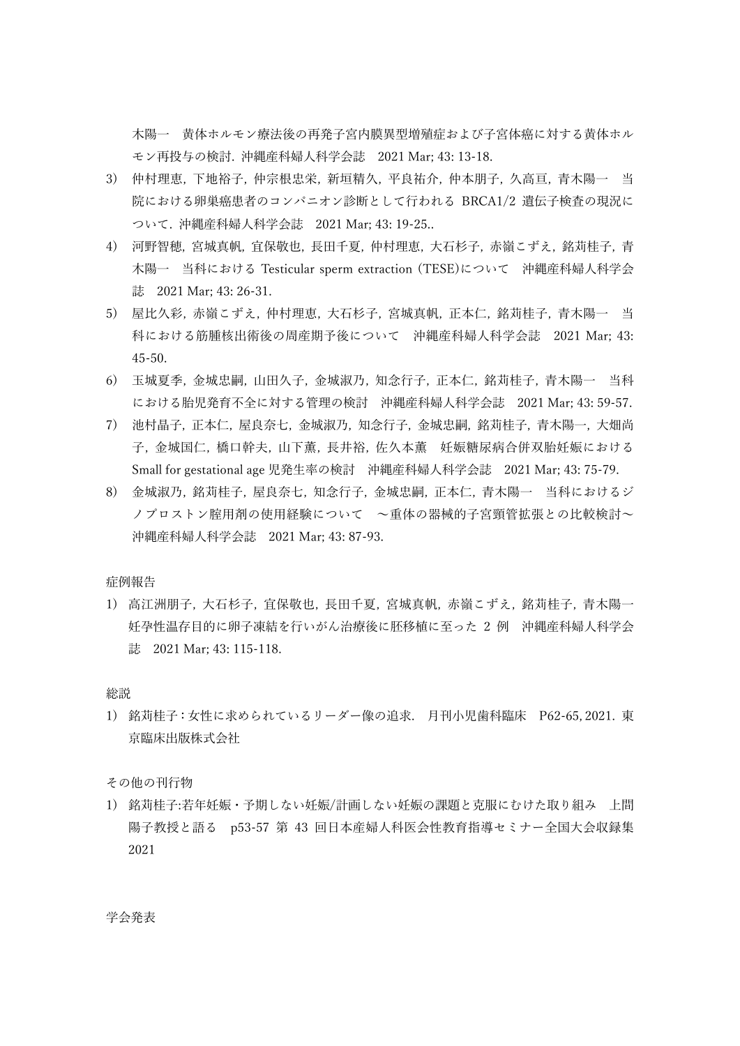木陽一　黄体ホルモン療法後の再発子宮内膜異型増殖症および子宮体癌に対する黄体ホルモン再投与の検討. 沖縄産科婦人科学会誌　2021 Mar; 43: 13-18.

3) 仲村理恵, 下地裕子, 仲宗根忠栄, 新垣精久, 平良祐介, 仲本朋子, 久高亘, 青木陽一　当院における卵巣癌患者のコンパニオン診断として行われる BRCA1/2 遺伝子検査の現況について. 沖縄産科婦人科学会誌　2021 Mar; 43: 19-25..

4) 河野智穂, 宮城真帆, 宜保敬也, 長田千夏, 仲村理恵, 大石杉子, 赤嶺こずえ, 銘苅桂子, 青木陽一　当科における Testicular sperm extraction (TESE)について　沖縄産科婦人科学会誌　2021 Mar; 43: 26-31.

5) 屋比久彩, 赤嶺こずえ, 仲村理恵, 大石杉子, 宮城真帆, 正本仁, 銘苅桂子, 青木陽一　当科における筋腫核出術後の周産期予後について　沖縄産科婦人科学会誌　2021 Mar; 43: 45-50.

6) 玉城夏季, 金城忠嗣, 山田久子, 金城淑乃, 知念行子, 正本仁, 銘苅桂子, 青木陽一　当科における胎児発育不全に対する管理の検討　沖縄産科婦人科学会誌　2021 Mar; 43: 59-57.

7) 池村晶子, 正本仁, 屋良奈七, 金城淑乃, 知念行子, 金城忠嗣, 銘苅桂子, 青木陽一, 大畑尚子, 金城国仁, 橋口幹夫, 山下薫, 長井裕, 佐久本薫　妊娠糖尿病合併双胎妊娠における Small for gestational age 児発生率の検討　沖縄産科婦人科学会誌　2021 Mar; 43: 75-79.

8) 金城淑乃, 銘苅桂子, 屋良奈七, 知念行子, 金城忠嗣, 正本仁, 青木陽一　当科におけるジノプロストン腟用剤の使用経験について　～重体の器械的子宮頸管拡張との比較検討～　沖縄産科婦人科学会誌　2021 Mar; 43: 87-93.

症例報告

1) 高江洲朋子, 大石杉子, 宜保敬也, 長田千夏, 宮城真帆, 赤嶺こずえ, 銘苅桂子, 青木陽一　妊孕性温存目的に卵子凍結を行いがん治療後に胚移植に至った 2 例　沖縄産科婦人科学会誌　2021 Mar; 43: 115-118.

総説

1) 銘苅桂子：女性に求められているリーダー像の追求.　月刊小児歯科臨床　P62-65, 2021. 東京臨床出版株式会社

その他の刊行物

1) 銘苅桂子:若年妊娠・予期しない妊娠/計画しない妊娠の課題と克服にむけた取り組み　上間陽子教授と語る　p53-57 第 43 回日本産婦人科医会性教育指導セミナー全国大会収録集 2021

学会発表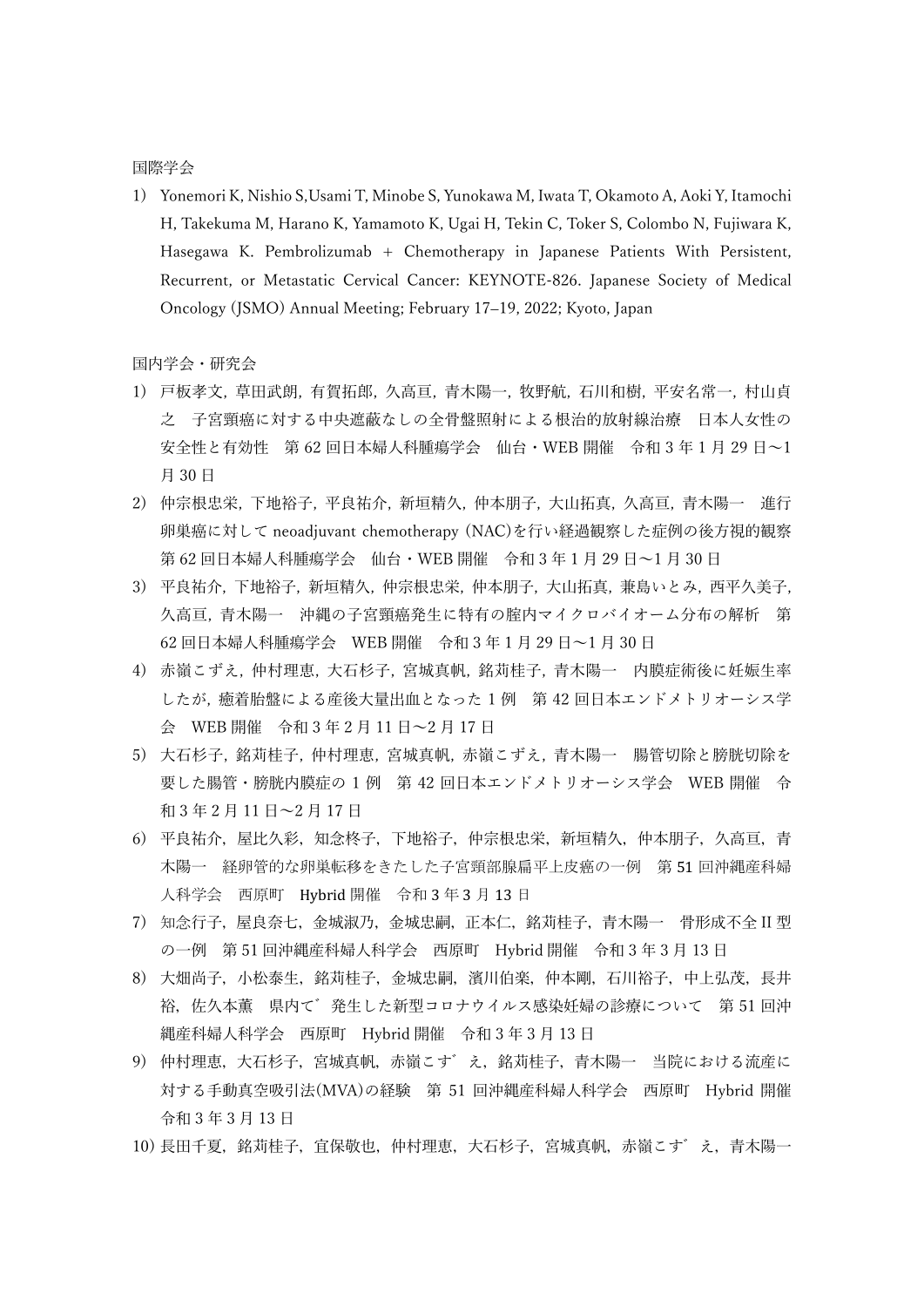国際学会

1) Yonemori K, Nishio S,Usami T, Minobe S, Yunokawa M, Iwata T, Okamoto A, Aoki Y, Itamochi H, Takekuma M, Harano K, Yamamoto K, Ugai H, Tekin C, Toker S, Colombo N, Fujiwara K, Hasegawa K. Pembrolizumab + Chemotherapy in Japanese Patients With Persistent, Recurrent, or Metastatic Cervical Cancer: KEYNOTE-826. Japanese Society of Medical Oncology (JSMO) Annual Meeting; February 17–19, 2022; Kyoto, Japan

国内学会・研究会

1) 戸板孝文，草田武朗，有賀拓郎，久高亘，青木陽一，牧野航，石川和樹，平安名常一，村山貞之　子宮頸癌に対する中央遮蔽なしの全骨盤照射による根治的放射線治療　日本人女性の安全性と有効性　第 62 回日本婦人科腫瘍学会　仙台・WEB 開催　令和 3 年 1 月 29 日～1 月 30 日
2) 仲宗根忠栄，下地裕子，平良祐介，新垣精久，仲本朋子，大山拓真，久高亘，青木陽一　進行卵巣癌に対して neoadjuvant chemotherapy (NAC)を行い経過観察した症例の後方視的観察　第 62 回日本婦人科腫瘍学会　仙台・WEB 開催　令和 3 年 1 月 29 日～1 月 30 日
3) 平良祐介，下地裕子，新垣精久，仲宗根忠栄，仲本朋子，大山拓真，兼島いとみ，西平久美子，久高亘，青木陽一　沖縄の子宮頸癌発生に特有の腟内マイクロバイオーム分布の解析　第 62 回日本婦人科腫瘍学会　WEB 開催　令和 3 年 1 月 29 日～1 月 30 日
4) 赤嶺こずえ，仲村理恵，大石杉子，宮城真帆，銘苅桂子，青木陽一　内膜症術後に妊娠生率したが，癒着胎盤による産後大量出血となった 1 例　第 42 回日本エンドメトリオーシス学会　WEB 開催　令和 3 年 2 月 11 日～2 月 17 日
5) 大石杉子，銘苅桂子，仲村理恵，宮城真帆，赤嶺こずえ，青木陽一　腸管切除と膀胱切除を要した腸管・膀胱内膜症の 1 例　第 42 回日本エンドメトリオーシス学会　WEB 開催　令和 3 年 2 月 11 日～2 月 17 日
6) 平良祐介，屋比久彩，知念柊子，下地裕子，仲宗根忠栄，新垣精久，仲本朋子，久高亘，青木陽一　経卵管的な卵巣転移をきたした子宮頸部腺扁平上皮癌の一例　第 51 回沖縄産科婦人科学会　西原町　Hybrid 開催　令和 3 年 3 月 13 日
7) 知念行子，屋良奈七，金城淑乃，金城忠嗣，正本仁，銘苅桂子，青木陽一　骨形成不全 II 型の一例　第 51 回沖縄産科婦人科学会　西原町　Hybrid 開催　令和 3 年 3 月 13 日
8) 大畑尚子，小松泰生，銘苅桂子，金城忠嗣，濱川伯楽，仲本剛，石川裕子，中上弘茂，長井裕，佐久本薫　県内で゛発生した新型コロナウイルス感染妊婦の診療について　第 51 回沖縄産科婦人科学会　西原町　Hybrid 開催　令和 3 年 3 月 13 日
9) 仲村理恵，大石杉子，宮城真帆，赤嶺こず゛え，銘苅桂子，青木陽一　当院における流産に対する手動真空吸引法(MVA)の経験　第 51 回沖縄産科婦人科学会　西原町　Hybrid 開催　令和 3 年 3 月 13 日
10) 長田千夏，銘苅桂子，宜保敬也，仲村理恵，大石杉子，宮城真帆，赤嶺こず゛え，青木陽一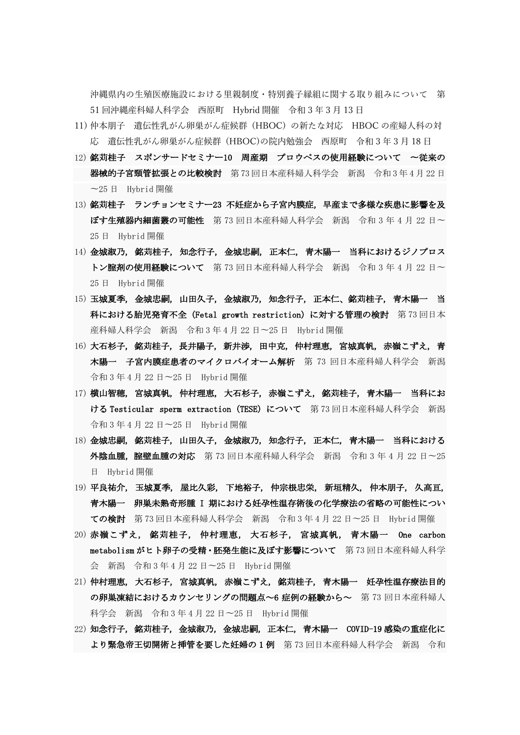沖縄県内の生殖医療施設における里親制度・特別養子縁組に関する取り組みについて　第51回沖縄産科婦人科学会　西原町　Hybrid開催　令和3年3月13日

11) 仲本朋子　遺伝性乳がん卵巣がん症候群（HBOC）の新たな対応　HBOCの産婦人科の対応　遺伝性乳がん卵巣がん症候群（HBOC)の院内勉強会　西原町　令和3年3月18日

12) **銘苅桂子　スポンサードセミナー10　周産期　プロウペスの使用経験について　～従来の器械的子宮頸管拡張との比較検討**　第73回日本産科婦人科学会　新潟　令和3年4月22日～25日　Hybrid開催

13) **銘苅桂子　ランチョンセミナー23 不妊症から子宮内膜症，早産まで多様な疾患に影響を及ぼす生殖器内細菌叢の可能性**　第73回日本産科婦人科学会　新潟　令和3年4月22日～25日　Hybrid開催

14) **金城淑乃，銘苅桂子，知念行子，金城忠嗣，正本仁，青木陽一　当科におけるジノプロストン腟剤の使用経験について**　第73回日本産科婦人科学会　新潟　令和3年4月22日～25日　Hybrid開催

15) **玉城夏季，金城忠嗣，山田久子，金城淑乃，知念行子，正本仁、銘苅桂子，青木陽一　当科における胎児発育不全（Fetal growth restriction）に対する管理の検討**　第73回日本産科婦人科学会　新潟　令和3年4月22日～25日　Hybrid開催

16) **大石杉子，銘苅桂子，長井陽子，新井涉，田中克，仲村理恵，宮城真帆，赤嶺こずえ，青木陽一　子宮内膜症患者のマイクロバイオーム解析**　第73回日本産科婦人科学会　新潟　令和3年4月22日～25日　Hybrid開催

17) **横山智穂，宮城真帆，仲村理恵，大石杉子，赤嶺こずえ，銘苅桂子，青木陽一　当科におけるTesticular sperm extraction（TESE）について**　第73回日本産科婦人科学会　新潟　令和3年4月22日～25日　Hybrid開催

18) **金城忠嗣，銘苅桂子，山田久子，金城淑乃，知念行子，正本仁，青木陽一　当科における外陰血腫，腟壁血腫の対応**　第73回日本産科婦人科学会　新潟　令和3年4月22日～25日　Hybrid開催

19) **平良祐介，玉城夏季，屋比久彩，下地裕子，仲宗根忠栄，新垣精久，仲本朋子，久高亘，青木陽一　卵巣未熟奇形腫Ⅰ期における妊孕性温存術後の化学療法の省略の可能性についての検討**　第73回日本産科婦人科学会　新潟　令和3年4月22日～25日　Hybrid開催

20) **赤嶺こずえ，銘苅桂子，仲村理恵，大石杉子，宮城真帆，青木陽一　One carbon metabolismがヒト卵子の受精・胚発生能に及ぼす影響について**　第73回日本産科婦人科学会　新潟　令和3年4月22日～25日　Hybrid開催

21) **仲村理恵，大石杉子，宮城真帆，赤嶺こずえ，銘苅桂子，青木陽一　妊孕性温存療法目的の卵巣凍結におけるカウンセリングの問題点～6症例の経験から～**　第73回日本産科婦人科学会　新潟　令和3年4月22日～25日　Hybrid開催

22) **知念行子，銘苅桂子，金城淑乃，金城忠嗣，正本仁，青木陽一　COVID-19感染の重症化により緊急帝王切開術と挿管を要した妊婦の1例**　第73回日本産科婦人科学会　新潟　令和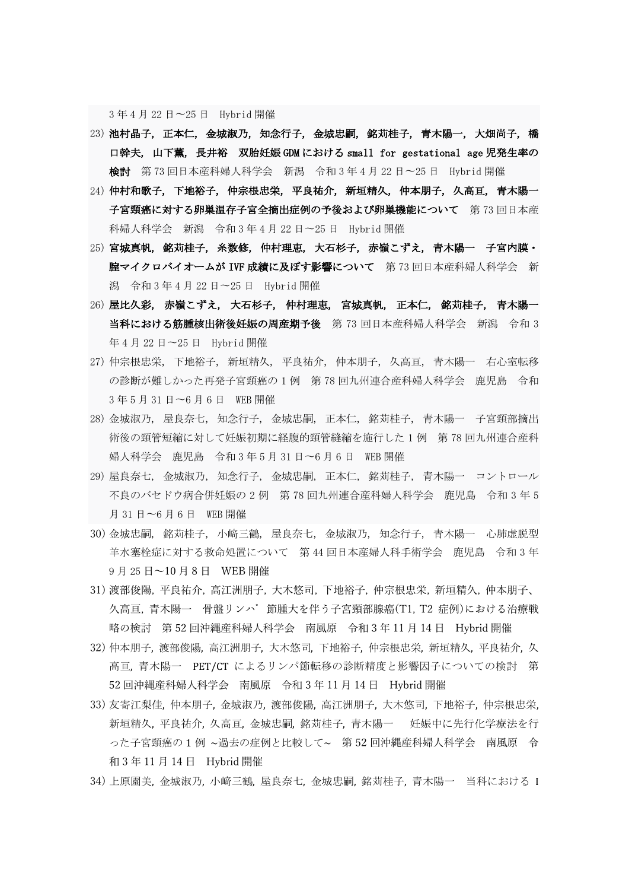3 年 4 月 22 日～25 日　Hybrid 開催

23) **池村晶子，正本仁，金城淑乃，知念行子，金城忠嗣，銘苅桂子，青木陽一，大畑尚子，橋口幹夫，山下薫，長井裕　双胎妊娠 GDM における small for gestational age 児発生率の検討**　第 73 回日本産科婦人科学会　新潟　令和 3 年 4 月 22 日～25 日　Hybrid 開催

24) **仲村和歌子，下地裕子，仲宗根忠栄，平良祐介，新垣精久，仲本朋子，久高亘，青木陽一　子宮頸癌に対する卵巣温存子宮全摘出症例の予後および卵巣機能について**　第 73 回日本産科婦人科学会　新潟　令和 3 年 4 月 22 日～25 日　Hybrid 開催

25) **宮城真帆，銘苅桂子，糸数修，仲村理恵，大石杉子，赤嶺こずえ，青木陽一　子宮内膜・膣マイクロバイオームが IVF 成績に及ぼす影響について**　第 73 回日本産科婦人科学会　新潟　令和 3 年 4 月 22 日～25 日　Hybrid 開催

26) **屋比久彩，赤嶺こずえ，大石杉子，仲村理恵，宮城真帆，正本仁，銘苅桂子，青木陽一　当科における筋腫核出術後妊娠の周産期予後**　第 73 回日本産科婦人科学会　新潟　令和 3 年 4 月 22 日～25 日　Hybrid 開催

27) 仲宗根忠栄，下地裕子，新垣精久，平良祐介，仲本朋子，久高亘，青木陽一　右心室転移の診断が難しかった再発子宮頸癌の 1 例　第 78 回九州連合産科婦人科学会　鹿児島　令和 3 年 5 月 31 日～6 月 6 日　WEB 開催

28) 金城淑乃，屋良奈七，知念行子，金城忠嗣，正本仁，銘苅桂子，青木陽一　子宮頸部摘出術後の頸管短縮に対して妊娠初期に経腹的頸管縫縮を施行した 1 例　第 78 回九州連合産科婦人科学会　鹿児島　令和 3 年 5 月 31 日～6 月 6 日　WEB 開催

29) 屋良奈七，金城淑乃，知念行子，金城忠嗣，正本仁，銘苅桂子，青木陽一　コントロール不良のバセドウ病合併妊娠の 2 例　第 78 回九州連合産科婦人科学会　鹿児島　令和 3 年 5 月 31 日～6 月 6 日　WEB 開催

30) 金城忠嗣，銘苅桂子，小﨑三鶴，屋良奈七，金城淑乃，知念行子，青木陽一　心肺虚脱型羊水塞栓症に対する救命処置について　第 44 回日本産婦人科手術学会　鹿児島　令和 3 年 9 月 25 日～10 月 8 日　WEB 開催

31) 渡部俊陽, 平良祐介, 高江洲朋子, 大木悠司, 下地裕子, 仲宗根忠栄, 新垣精久, 仲本朋子、久高亘, 青木陽一　骨盤リンパ節腫大を伴う子宮頸部腺癌(T1, T2 症例)における治療戦略の検討　第 52 回沖縄産科婦人科学会　南風原　令和 3 年 11 月 14 日　Hybrid 開催

32) 仲本朋子, 渡部俊陽, 高江洲朋子, 大木悠司, 下地裕子, 仲宗根忠栄, 新垣精久, 平良祐介, 久高亘, 青木陽一　PET/CT によるリンパ節転移の診断精度と影響因子についての検討　第 52 回沖縄産科婦人科学会　南風原　令和 3 年 11 月 14 日　Hybrid 開催

33) 友寄江梨佳, 仲本朋子, 金城淑乃, 渡部俊陽, 高江洲朋子, 大木悠司, 下地裕子, 仲宗根忠栄, 新垣精久, 平良祐介, 久高亘, 金城忠嗣, 銘苅桂子, 青木陽一　妊娠中に先行化学療法を行った子宮頸癌の 1 例 ~過去の症例と比較して~　第 52 回沖縄産科婦人科学会　南風原　令和 3 年 11 月 14 日　Hybrid 開催

34) 上原園美, 金城淑乃, 小﨑三鶴, 屋良奈七, 金城忠嗣, 銘苅桂子, 青木陽一　当科における I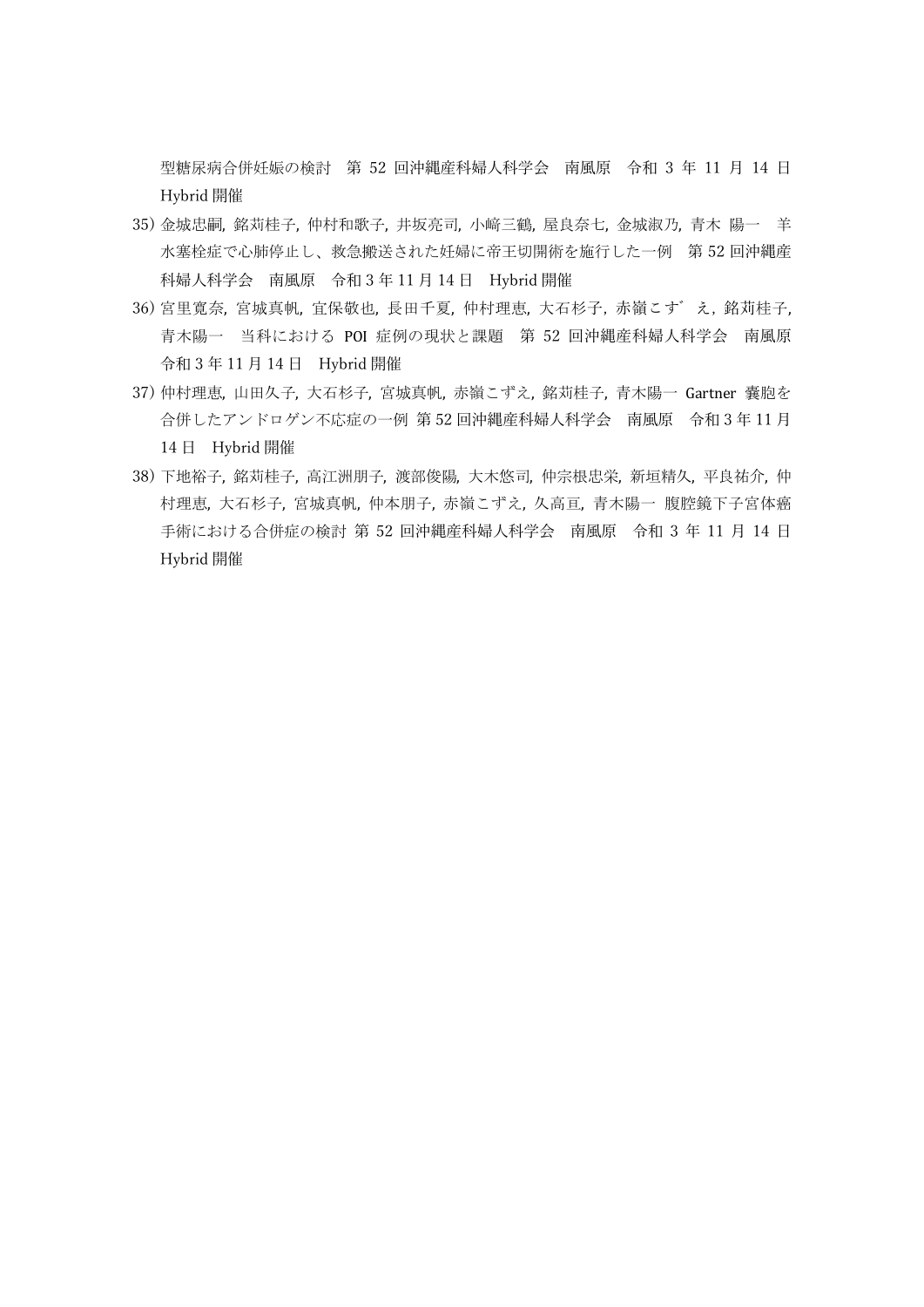型糖尿病合併妊娠の検討　第 52 回沖縄産科婦人科学会　南風原　令和 3 年 11 月 14 日 Hybrid 開催

35) 金城忠嗣, 銘苅桂子, 仲村和歌子, 井坂亮司, 小﨑三鶴, 屋良奈七, 金城淑乃, 青木 陽一　羊水塞栓症で心肺停止し、救急搬送された妊婦に帝王切開術を施行した一例　第 52 回沖縄産科婦人科学会　南風原　令和 3 年 11 月 14 日　Hybrid 開催

36) 宮里寛奈, 宮城真帆, 宜保敬也, 長田千夏, 仲村理恵, 大石杉子, 赤嶺こず゛え, 銘苅桂子, 青木陽一　当科における POI 症例の現状と課題　第 52 回沖縄産科婦人科学会　南風原　令和 3 年 11 月 14 日　Hybrid 開催

37) 仲村理恵, 山田久子, 大石杉子, 宮城真帆, 赤嶺こずえ, 銘苅桂子, 青木陽一 Gartner 嚢胞を合併したアンドロゲン不応症の一例 第 52 回沖縄産科婦人科学会　南風原　令和 3 年 11 月 14 日　Hybrid 開催

38) 下地裕子, 銘苅桂子, 高江洲朋子, 渡部俊陽, 大木悠司, 仲宗根忠栄, 新垣精久, 平良祐介, 仲村理恵, 大石杉子, 宮城真帆, 仲本朋子, 赤嶺こずえ, 久高亘, 青木陽一　腹腔鏡下子宮体癌手術における合併症の検討 第 52 回沖縄産科婦人科学会　南風原　令和 3 年 11 月 14 日 Hybrid 開催